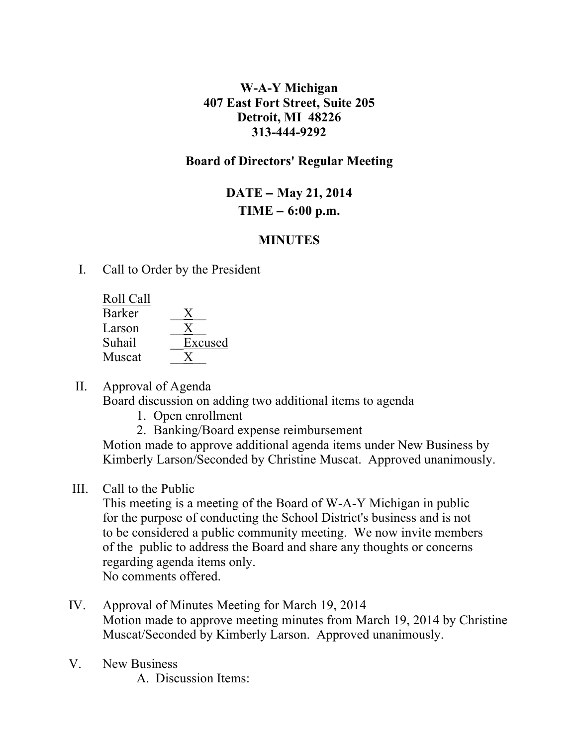**W-A-Y Michigan**
**407 East Fort Street, Suite 205**
**Detroit, MI 48226**
**313-444-9292**

**Board of Directors' Regular Meeting**

**DATE – May 21, 2014**
**TIME – 6:00 p.m.**

**MINUTES**

I. Call to Order by the President

   Roll Call

| | |
|---|---|
| Barker | X |
| Larson | X |
| Suhail | Excused |
| Muscat | X |

II. Approval of Agenda
   Board discussion on adding two additional items to agenda
   1. Open enrollment
   2. Banking/Board expense reimbursement

   Motion made to approve additional agenda items under New Business by Kimberly Larson/Seconded by Christine Muscat. Approved unanimously.

III. Call to the Public
   This meeting is a meeting of the Board of W-A-Y Michigan in public for the purpose of conducting the School District's business and is not to be considered a public community meeting. We now invite members of the public to address the Board and share any thoughts or concerns regarding agenda items only.
   No comments offered.

IV. Approval of Minutes Meeting for March 19, 2014
   Motion made to approve meeting minutes from March 19, 2014 by Christine Muscat/Seconded by Kimberly Larson. Approved unanimously.

V. New Business
   A. Discussion Items: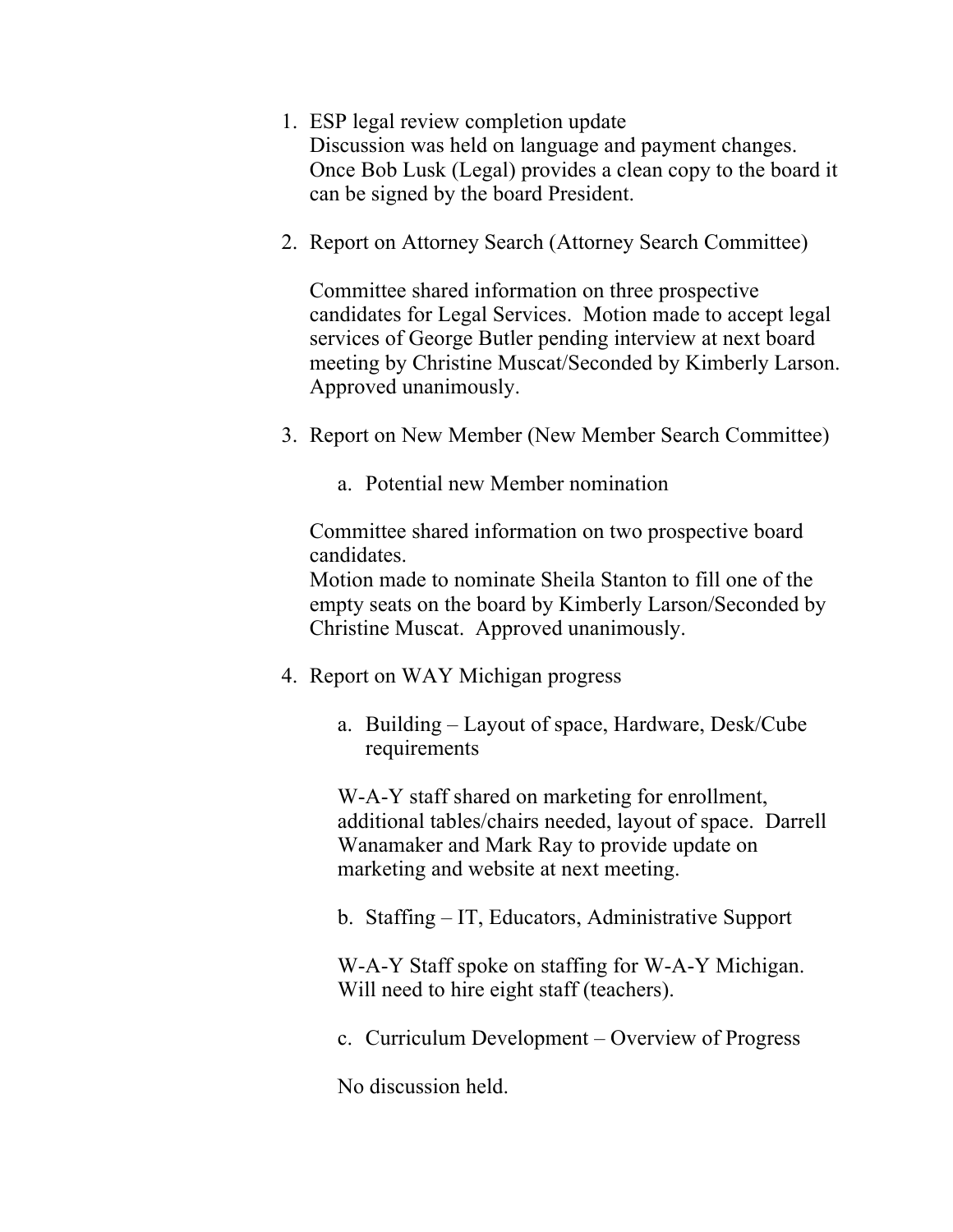1. ESP legal review completion update
   Discussion was held on language and payment changes. Once Bob Lusk (Legal) provides a clean copy to the board it can be signed by the board President.

2. Report on Attorney Search (Attorney Search Committee)

   Committee shared information on three prospective candidates for Legal Services. Motion made to accept legal services of George Butler pending interview at next board meeting by Christine Muscat/Seconded by Kimberly Larson. Approved unanimously.

3. Report on New Member (New Member Search Committee)

   a. Potential new Member nomination

   Committee shared information on two prospective board candidates.
   Motion made to nominate Sheila Stanton to fill one of the empty seats on the board by Kimberly Larson/Seconded by Christine Muscat. Approved unanimously.

4. Report on WAY Michigan progress

   a. Building – Layout of space, Hardware, Desk/Cube requirements

      W-A-Y staff shared on marketing for enrollment, additional tables/chairs needed, layout of space. Darrell Wanamaker and Mark Ray to provide update on marketing and website at next meeting.

   b. Staffing – IT, Educators, Administrative Support

      W-A-Y Staff spoke on staffing for W-A-Y Michigan. Will need to hire eight staff (teachers).

   c. Curriculum Development – Overview of Progress

      No discussion held.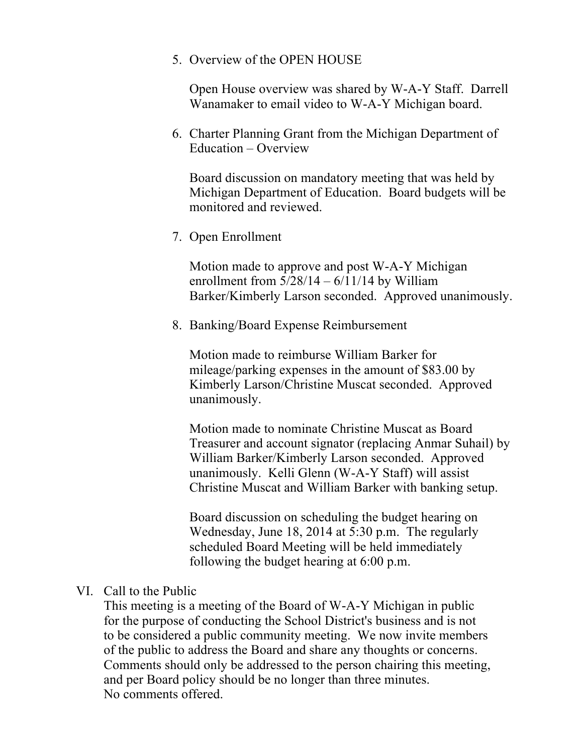5. Overview of the OPEN HOUSE

   Open House overview was shared by W-A-Y Staff. Darrell Wanamaker to email video to W-A-Y Michigan board.

6. Charter Planning Grant from the Michigan Department of Education – Overview

   Board discussion on mandatory meeting that was held by Michigan Department of Education. Board budgets will be monitored and reviewed.

7. Open Enrollment

   Motion made to approve and post W-A-Y Michigan enrollment from 5/28/14 – 6/11/14 by William Barker/Kimberly Larson seconded. Approved unanimously.

8. Banking/Board Expense Reimbursement

   Motion made to reimburse William Barker for mileage/parking expenses in the amount of $83.00 by Kimberly Larson/Christine Muscat seconded. Approved unanimously.

   Motion made to nominate Christine Muscat as Board Treasurer and account signator (replacing Anmar Suhail) by William Barker/Kimberly Larson seconded. Approved unanimously. Kelli Glenn (W-A-Y Staff) will assist Christine Muscat and William Barker with banking setup.

   Board discussion on scheduling the budget hearing on Wednesday, June 18, 2014 at 5:30 p.m. The regularly scheduled Board Meeting will be held immediately following the budget hearing at 6:00 p.m.

VI. Call to the Public

This meeting is a meeting of the Board of W-A-Y Michigan in public for the purpose of conducting the School District's business and is not to be considered a public community meeting. We now invite members of the public to address the Board and share any thoughts or concerns. Comments should only be addressed to the person chairing this meeting, and per Board policy should be no longer than three minutes.
No comments offered.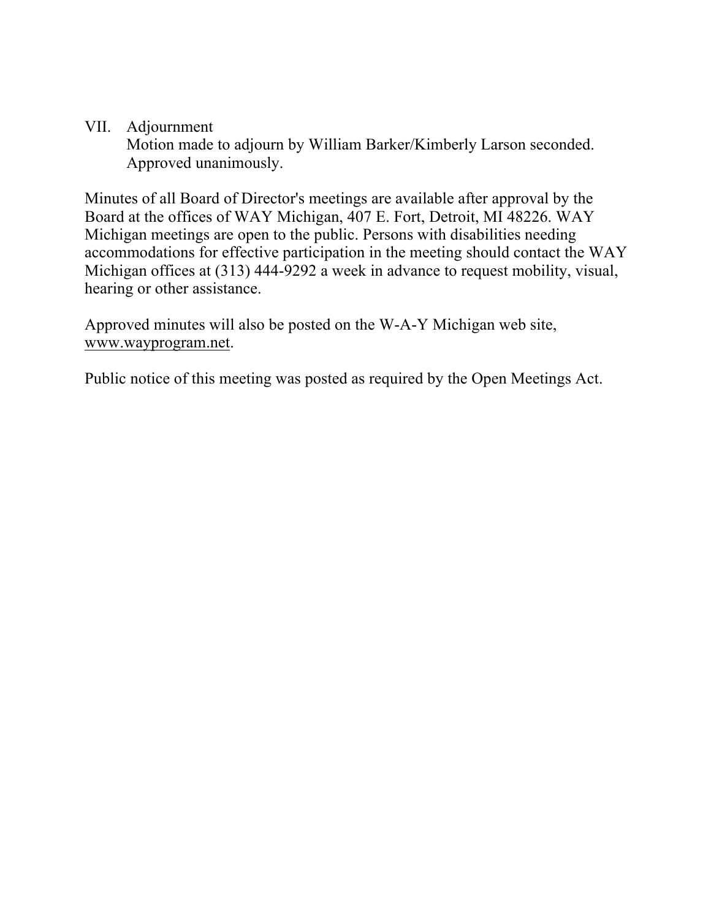VII. Adjournment

Motion made to adjourn by William Barker/Kimberly Larson seconded. Approved unanimously.

Minutes of all Board of Director's meetings are available after approval by the Board at the offices of WAY Michigan, 407 E. Fort, Detroit, MI 48226. WAY Michigan meetings are open to the public. Persons with disabilities needing accommodations for effective participation in the meeting should contact the WAY Michigan offices at (313) 444-9292 a week in advance to request mobility, visual, hearing or other assistance.

Approved minutes will also be posted on the W-A-Y Michigan web site, www.wayprogram.net.

Public notice of this meeting was posted as required by the Open Meetings Act.